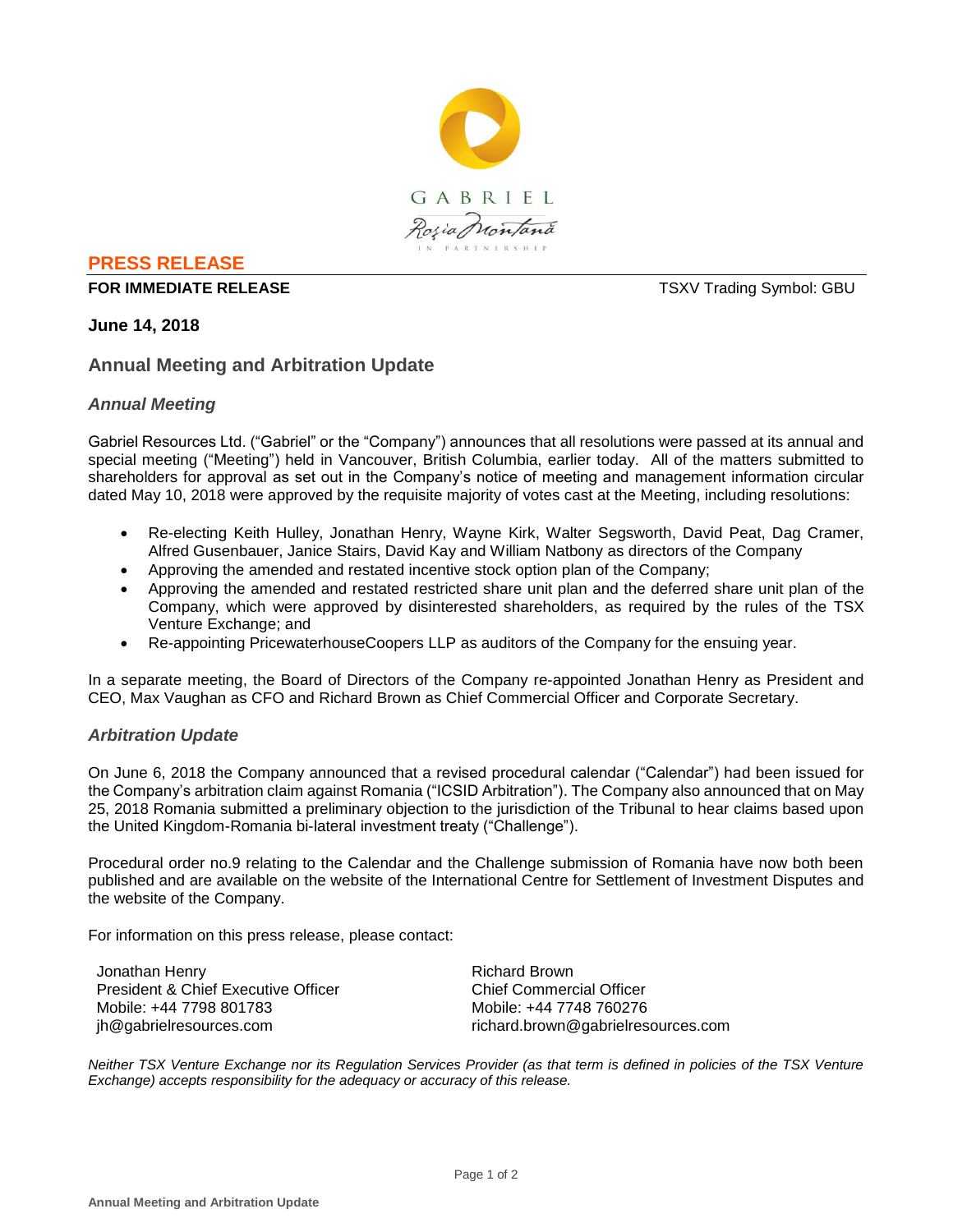**PRESS RELEASE**

**FOR IMMEDIATE RELEASE** TSXV Trading Symbol: GBU

**June 14, 2018**

## Annual Meeting and Arbitration Update

### *Annual Meeting*

Gabriel Resources Ltd. ("Gabriel" or the "Company") announces that all resolutions were passed at its annual and special meeting ("Meeting") held in Vancouver, British Columbia, earlier today. All of the matters submitted to shareholders for approval as set out in the Company's notice of meeting and management information circular dated May 10, 2018 were approved by the requisite majority of votes cast at the Meeting, including resolutions:

- Re-electing Keith Hulley, Jonathan Henry, Wayne Kirk, Walter Segsworth, David Peat, Dag Cramer, Alfred Gusenbauer, Janice Stairs, David Kay and William Natbony as directors of the Company
- Approving the amended and restated incentive stock option plan of the Company;
- Approving the amended and restated restricted share unit plan and the deferred share unit plan of the Company, which were approved by disinterested shareholders, as required by the rules of the TSX Venture Exchange; and
- Re-appointing PricewaterhouseCoopers LLP as auditors of the Company for the ensuing year.

In a separate meeting, the Board of Directors of the Company re-appointed Jonathan Henry as President and CEO, Max Vaughan as CFO and Richard Brown as Chief Commercial Officer and Corporate Secretary.

### *Arbitration Update*

On June 6, 2018 the Company announced that a revised procedural calendar ("Calendar") had been issued for the Company's arbitration claim against Romania ("ICSID Arbitration"). The Company also announced that on May 25, 2018 Romania submitted a preliminary objection to the jurisdiction of the Tribunal to hear claims based upon the United Kingdom-Romania bi-lateral investment treaty ("Challenge").

Procedural order no.9 relating to the Calendar and the Challenge submission of Romania have now both been published and are available on the website of the International Centre for Settlement of Investment Disputes and the website of the Company.

For information on this press release, please contact:

Jonathan Henry
President & Chief Executive Officer
Mobile: +44 7798 801783
jh@gabrielresources.com

Richard Brown
Chief Commercial Officer
Mobile: +44 7748 760276
richard.brown@gabrielresources.com

*Neither TSX Venture Exchange nor its Regulation Services Provider (as that term is defined in policies of the TSX Venture Exchange) accepts responsibility for the adequacy or accuracy of this release.*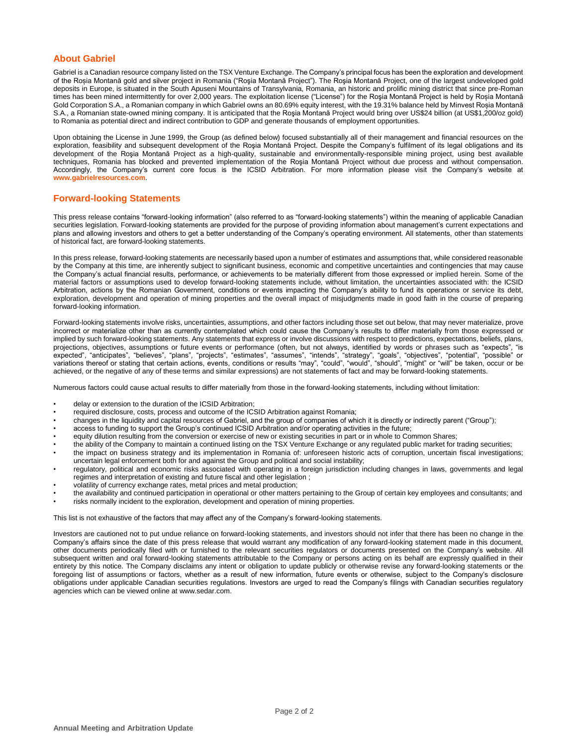## About Gabriel

Gabriel is a Canadian resource company listed on the TSX Venture Exchange. The Company's principal focus has been the exploration and development of the Roșia Montană gold and silver project in Romania ("Roşia Montană Project"). The Roşia Montană Project, one of the largest undeveloped gold deposits in Europe, is situated in the South Apuseni Mountains of Transylvania, Romania, an historic and prolific mining district that since pre-Roman times has been mined intermittently for over 2,000 years. The exploitation license ("License") for the Roşia Montană Project is held by Roșia Montană Gold Corporation S.A., a Romanian company in which Gabriel owns an 80.69% equity interest, with the 19.31% balance held by Minvest Roșia Montană S.A., a Romanian state-owned mining company. It is anticipated that the Roşia Montană Project would bring over US$24 billion (at US$1,200/oz gold) to Romania as potential direct and indirect contribution to GDP and generate thousands of employment opportunities.

Upon obtaining the License in June 1999, the Group (as defined below) focused substantially all of their management and financial resources on the exploration, feasibility and subsequent development of the Roşia Montană Project. Despite the Company's fulfilment of its legal obligations and its development of the Roşia Montană Project as a high-quality, sustainable and environmentally-responsible mining project, using best available techniques, Romania has blocked and prevented implementation of the Roşia Montană Project without due process and without compensation. Accordingly, the Company's current core focus is the ICSID Arbitration. For more information please visit the Company's website at **www.gabrielresources.com**.

## Forward-looking Statements

This press release contains "forward-looking information" (also referred to as "forward-looking statements") within the meaning of applicable Canadian securities legislation. Forward-looking statements are provided for the purpose of providing information about management's current expectations and plans and allowing investors and others to get a better understanding of the Company's operating environment. All statements, other than statements of historical fact, are forward-looking statements.

In this press release, forward-looking statements are necessarily based upon a number of estimates and assumptions that, while considered reasonable by the Company at this time, are inherently subject to significant business, economic and competitive uncertainties and contingencies that may cause the Company's actual financial results, performance, or achievements to be materially different from those expressed or implied herein. Some of the material factors or assumptions used to develop forward-looking statements include, without limitation, the uncertainties associated with: the ICSID Arbitration, actions by the Romanian Government, conditions or events impacting the Company's ability to fund its operations or service its debt, exploration, development and operation of mining properties and the overall impact of misjudgments made in good faith in the course of preparing forward-looking information.

Forward-looking statements involve risks, uncertainties, assumptions, and other factors including those set out below, that may never materialize, prove incorrect or materialize other than as currently contemplated which could cause the Company's results to differ materially from those expressed or implied by such forward-looking statements. Any statements that express or involve discussions with respect to predictions, expectations, beliefs, plans, projections, objectives, assumptions or future events or performance (often, but not always, identified by words or phrases such as "expects", "is expected", "anticipates", "believes", "plans", "projects", "estimates", "assumes", "intends", "strategy", "goals", "objectives", "potential", "possible" or variations thereof or stating that certain actions, events, conditions or results "may", "could", "would", "should", "might" or "will" be taken, occur or be achieved, or the negative of any of these terms and similar expressions) are not statements of fact and may be forward-looking statements.

Numerous factors could cause actual results to differ materially from those in the forward-looking statements, including without limitation:

- delay or extension to the duration of the ICSID Arbitration;
- required disclosure, costs, process and outcome of the ICSID Arbitration against Romania;
- changes in the liquidity and capital resources of Gabriel, and the group of companies of which it is directly or indirectly parent ("Group");
- access to funding to support the Group's continued ICSID Arbitration and/or operating activities in the future;
- equity dilution resulting from the conversion or exercise of new or existing securities in part or in whole to Common Shares;
- the ability of the Company to maintain a continued listing on the TSX Venture Exchange or any regulated public market for trading securities;
- the impact on business strategy and its implementation in Romania of: unforeseen historic acts of corruption, uncertain fiscal investigations; uncertain legal enforcement both for and against the Group and political and social instability;
- regulatory, political and economic risks associated with operating in a foreign jurisdiction including changes in laws, governments and legal regimes and interpretation of existing and future fiscal and other legislation ;
- volatility of currency exchange rates, metal prices and metal production;
- the availability and continued participation in operational or other matters pertaining to the Group of certain key employees and consultants; and
- risks normally incident to the exploration, development and operation of mining properties.

This list is not exhaustive of the factors that may affect any of the Company's forward-looking statements.

Investors are cautioned not to put undue reliance on forward-looking statements, and investors should not infer that there has been no change in the Company's affairs since the date of this press release that would warrant any modification of any forward-looking statement made in this document, other documents periodically filed with or furnished to the relevant securities regulators or documents presented on the Company's website. All subsequent written and oral forward-looking statements attributable to the Company or persons acting on its behalf are expressly qualified in their entirety by this notice. The Company disclaims any intent or obligation to update publicly or otherwise revise any forward-looking statements or the foregoing list of assumptions or factors, whether as a result of new information, future events or otherwise, subject to the Company's disclosure obligations under applicable Canadian securities regulations. Investors are urged to read the Company's filings with Canadian securities regulatory agencies which can be viewed online at www.sedar.com.